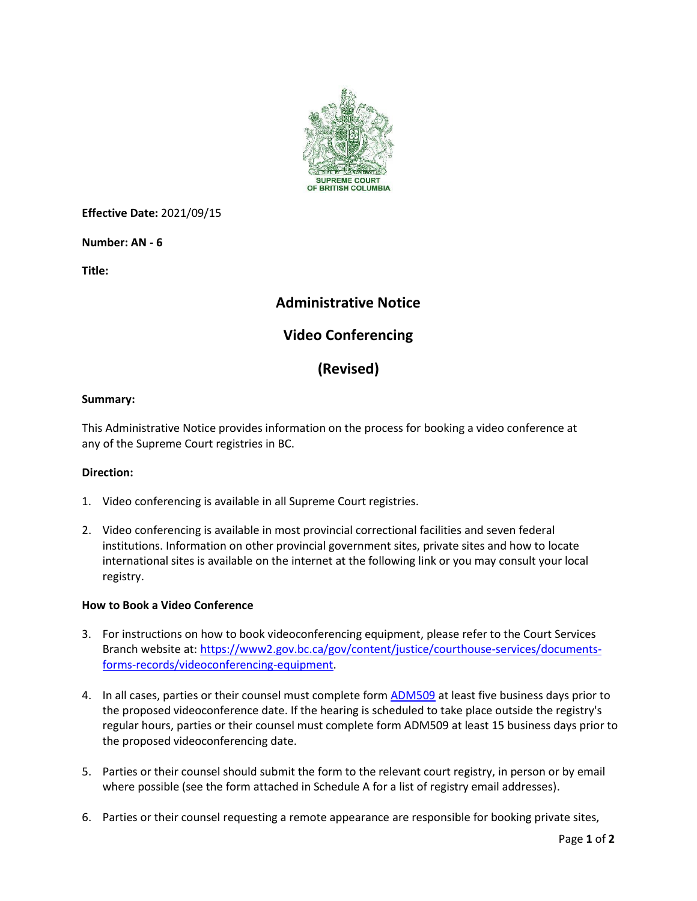SUPREME COURT
OF BRITISH COLUMBIA

**Effective Date:** 2021/09/15

**Number: AN - 6**

**Title:**

# Administrative Notice

# Video Conferencing

# (Revised)

**Summary:**

This Administrative Notice provides information on the process for booking a video conference at any of the Supreme Court registries in BC.

**Direction:**

1. Video conferencing is available in all Supreme Court registries.

2. Video conferencing is available in most provincial correctional facilities and seven federal institutions. Information on other provincial government sites, private sites and how to locate international sites is available on the internet at the following link or you may consult your local registry.

**How to Book a Video Conference**

3. For instructions on how to book videoconferencing equipment, please refer to the Court Services Branch website at: [https://www2.gov.bc.ca/gov/content/justice/courthouse-services/documents-forms-records/videoconferencing-equipment](https://www2.gov.bc.ca/gov/content/justice/courthouse-services/documents-forms-records/videoconferencing-equipment).

4. In all cases, parties or their counsel must complete form ADM509 at least five business days prior to the proposed videoconference date. If the hearing is scheduled to take place outside the registry's regular hours, parties or their counsel must complete form ADM509 at least 15 business days prior to the proposed videoconferencing date.

5. Parties or their counsel should submit the form to the relevant court registry, in person or by email where possible (see the form attached in Schedule A for a list of registry email addresses).

6. Parties or their counsel requesting a remote appearance are responsible for booking private sites,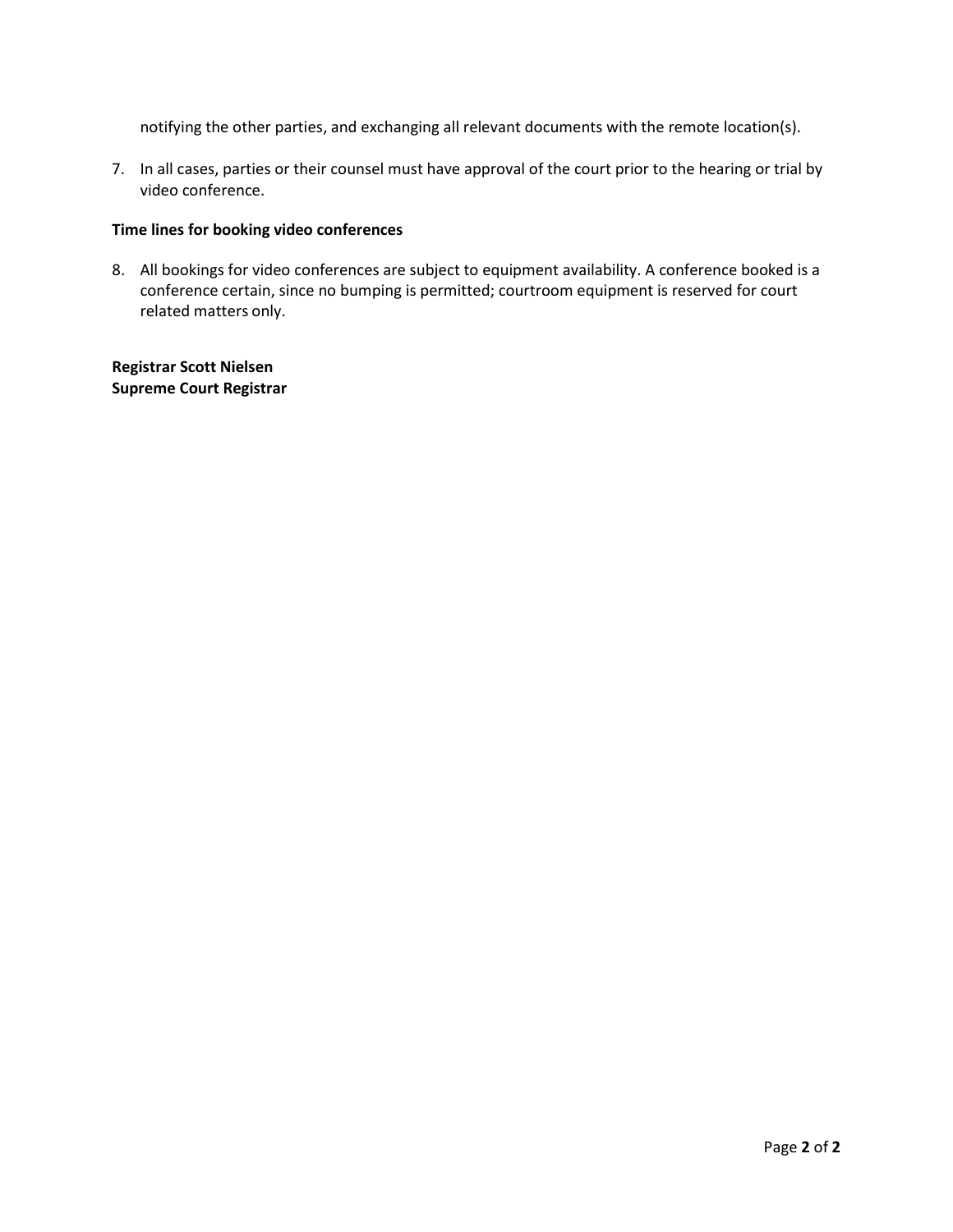notifying the other parties, and exchanging all relevant documents with the remote location(s).

7. In all cases, parties or their counsel must have approval of the court prior to the hearing or trial by video conference.

**Time lines for booking video conferences**

8. All bookings for video conferences are subject to equipment availability. A conference booked is a conference certain, since no bumping is permitted; courtroom equipment is reserved for court related matters only.

**Registrar Scott Nielsen**
**Supreme Court Registrar**